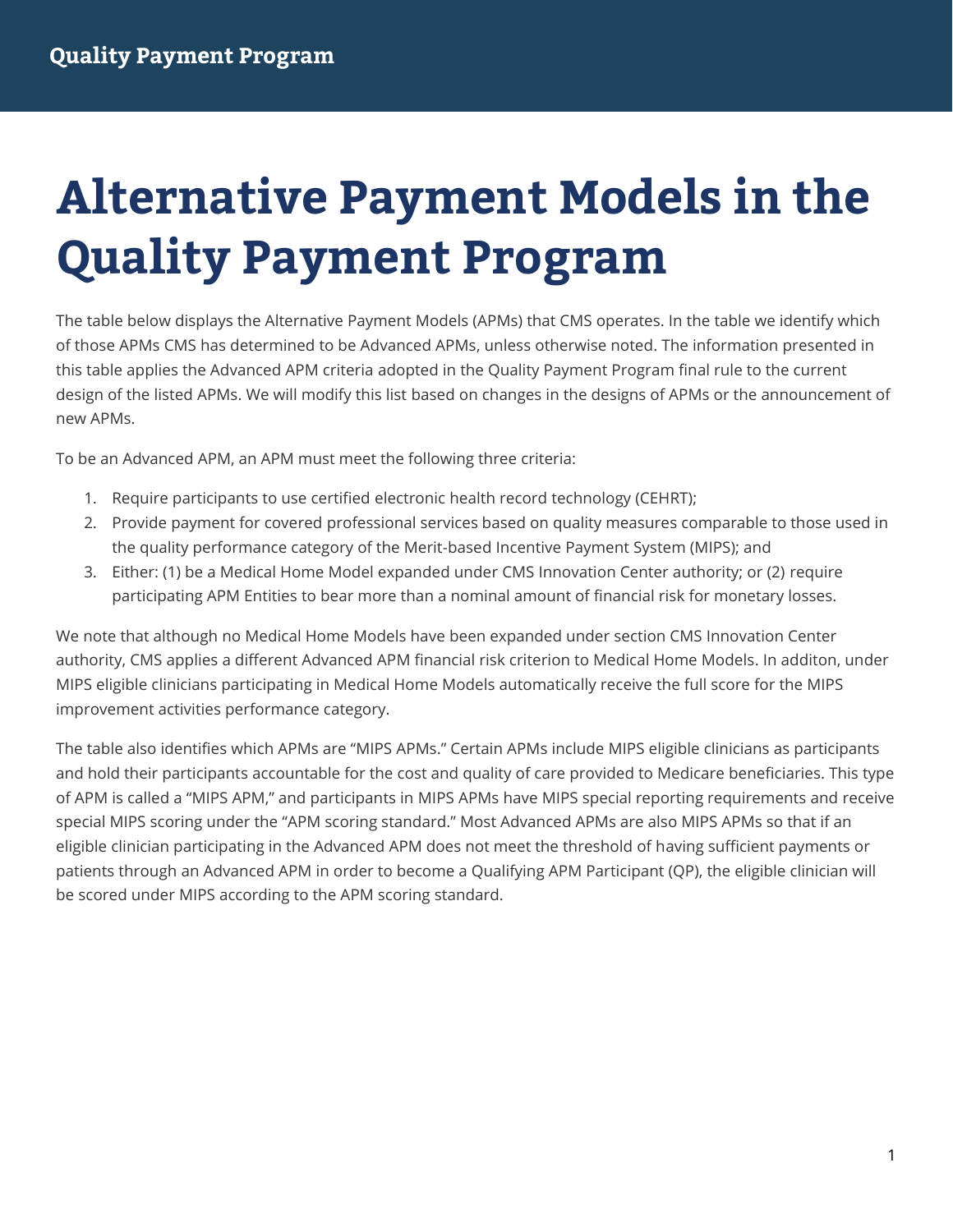# Alternative Payment Models in the Quality Payment Program

The table below displays the Alternative Payment Models (APMs) that CMS operates. In the table we identify which of those APMs CMS has determined to be Advanced APMs, unless otherwise noted. The information presented in this table applies the Advanced APM criteria adopted in the Quality Payment Program final rule to the current design of the listed APMs. We will modify this list based on changes in the designs of APMs or the announcement of new APMs.

To be an Advanced APM, an APM must meet the following three criteria:

1. Require participants to use certified electronic health record technology (CEHRT);
2. Provide payment for covered professional services based on quality measures comparable to those used in the quality performance category of the Merit-based Incentive Payment System (MIPS); and
3. Either: (1) be a Medical Home Model expanded under CMS Innovation Center authority; or (2) require participating APM Entities to bear more than a nominal amount of financial risk for monetary losses.

We note that although no Medical Home Models have been expanded under section CMS Innovation Center authority, CMS applies a different Advanced APM financial risk criterion to Medical Home Models. In additon, under MIPS eligible clinicians participating in Medical Home Models automatically receive the full score for the MIPS improvement activities performance category.

The table also identifies which APMs are "MIPS APMs." Certain APMs include MIPS eligible clinicians as participants and hold their participants accountable for the cost and quality of care provided to Medicare beneficiaries. This type of APM is called a "MIPS APM," and participants in MIPS APMs have MIPS special reporting requirements and receive special MIPS scoring under the "APM scoring standard." Most Advanced APMs are also MIPS APMs so that if an eligible clinician participating in the Advanced APM does not meet the threshold of having sufficient payments or patients through an Advanced APM in order to become a Qualifying APM Participant (QP), the eligible clinician will be scored under MIPS according to the APM scoring standard.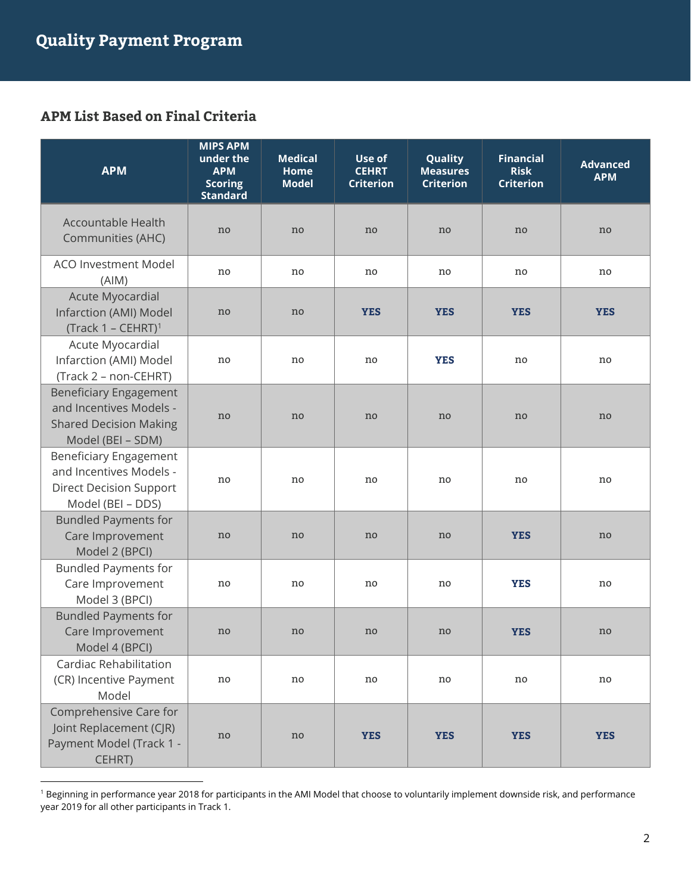## APM List Based on Final Criteria

| APM | MIPS APM under the APM Scoring Standard | Medical Home Model | Use of CEHRT Criterion | Quality Measures Criterion | Financial Risk Criterion | Advanced APM |
|---|---|---|---|---|---|---|
| Accountable Health Communities (AHC) | no | no | no | no | no | no |
| ACO Investment Model (AIM) | no | no | no | no | no | no |
| Acute Myocardial Infarction (AMI) Model (Track 1 – CEHRT)[1] | no | no | **YES** | **YES** | **YES** | **YES** |
| Acute Myocardial Infarction (AMI) Model (Track 2 – non-CEHRT) | no | no | no | **YES** | no | no |
| Beneficiary Engagement and Incentives Models - Shared Decision Making Model (BEI – SDM) | no | no | no | no | no | no |
| Beneficiary Engagement and Incentives Models - Direct Decision Support Model (BEI – DDS) | no | no | no | no | no | no |
| Bundled Payments for Care Improvement Model 2 (BPCI) | no | no | no | no | **YES** | no |
| Bundled Payments for Care Improvement Model 3 (BPCI) | no | no | no | no | **YES** | no |
| Bundled Payments for Care Improvement Model 4 (BPCI) | no | no | no | no | **YES** | no |
| Cardiac Rehabilitation (CR) Incentive Payment Model | no | no | no | no | no | no |
| Comprehensive Care for Joint Replacement (CJR) Payment Model (Track 1 - CEHRT) | no | no | **YES** | **YES** | **YES** | **YES** |

[1] Beginning in performance year 2018 for participants in the AMI Model that choose to voluntarily implement downside risk, and performance year 2019 for all other participants in Track 1.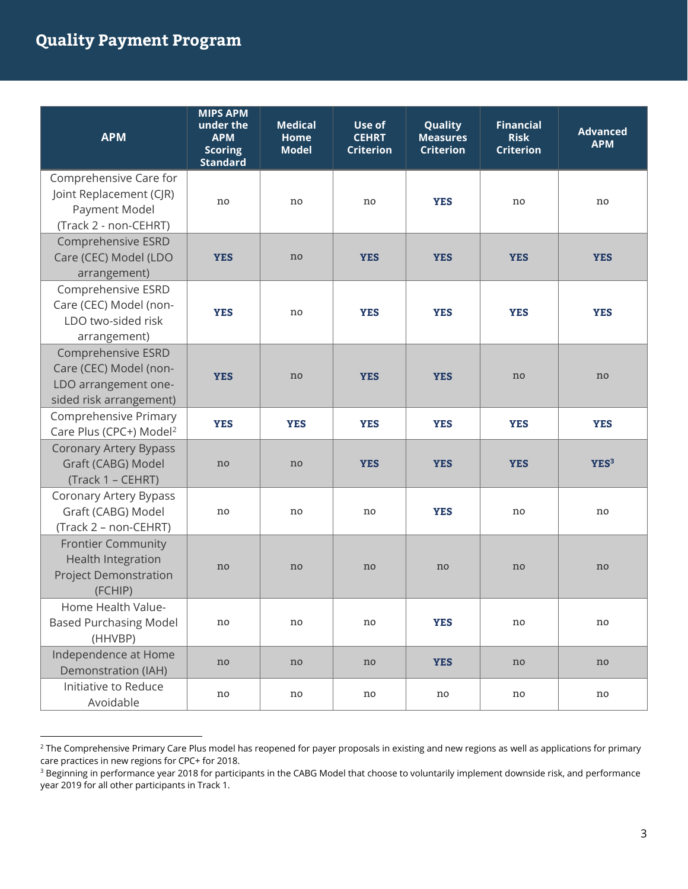| APM | MIPS APM under the APM Scoring Standard | Medical Home Model | Use of CEHRT Criterion | Quality Measures Criterion | Financial Risk Criterion | Advanced APM |
|---|---|---|---|---|---|---|
| Comprehensive Care for Joint Replacement (CJR) Payment Model (Track 2 - non-CEHRT) | no | no | no | **YES** | no | no |
| Comprehensive ESRD Care (CEC) Model (LDO arrangement) | **YES** | no | **YES** | **YES** | **YES** | **YES** |
| Comprehensive ESRD Care (CEC) Model (non-LDO two-sided risk arrangement) | **YES** | no | **YES** | **YES** | **YES** | **YES** |
| Comprehensive ESRD Care (CEC) Model (non-LDO arrangement one-sided risk arrangement) | **YES** | no | **YES** | **YES** | no | no |
| Comprehensive Primary Care Plus (CPC+) Model[2] | **YES** | **YES** | **YES** | **YES** | **YES** | **YES** |
| Coronary Artery Bypass Graft (CABG) Model (Track 1 – CEHRT) | no | no | **YES** | **YES** | **YES** | **YES[3]** |
| Coronary Artery Bypass Graft (CABG) Model (Track 2 – non-CEHRT) | no | no | no | **YES** | no | no |
| Frontier Community Health Integration Project Demonstration (FCHIP) | no | no | no | no | no | no |
| Home Health Value-Based Purchasing Model (HHVBP) | no | no | no | **YES** | no | no |
| Independence at Home Demonstration (IAH) | no | no | no | **YES** | no | no |
| Initiative to Reduce Avoidable | no | no | no | no | no | no |

[2] The Comprehensive Primary Care Plus model has reopened for payer proposals in existing and new regions as well as applications for primary care practices in new regions for CPC+ for 2018.

[3] Beginning in performance year 2018 for participants in the CABG Model that choose to voluntarily implement downside risk, and performance year 2019 for all other participants in Track 1.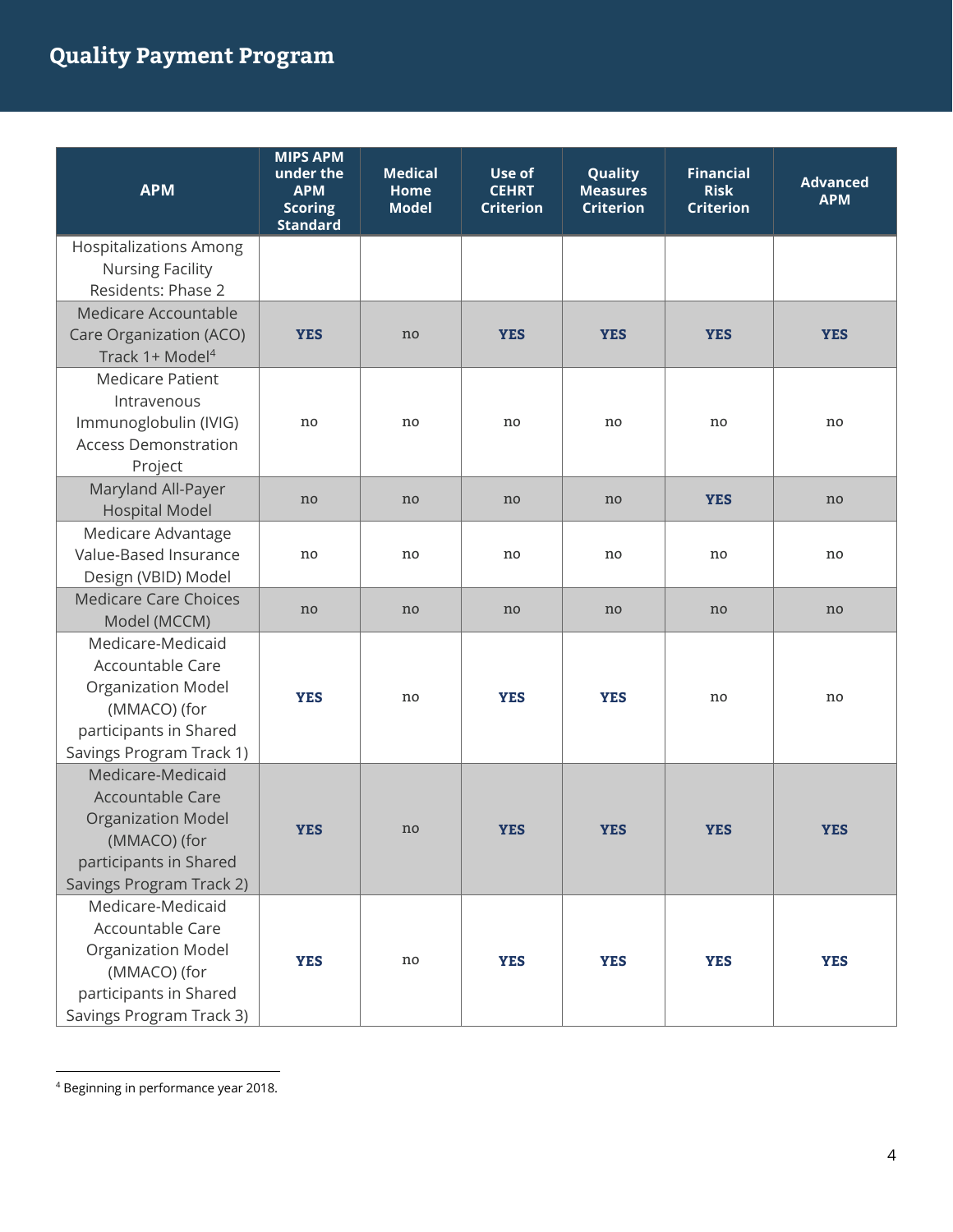| APM | MIPS APM under the APM Scoring Standard | Medical Home Model | Use of CEHRT Criterion | Quality Measures Criterion | Financial Risk Criterion | Advanced APM |
|---|---|---|---|---|---|---|
| Hospitalizations Among Nursing Facility Residents: Phase 2 | | | | | | |
| Medicare Accountable Care Organization (ACO) Track 1+ Model[4] | **YES** | no | **YES** | **YES** | **YES** | **YES** |
| Medicare Patient Intravenous Immunoglobulin (IVIG) Access Demonstration Project | no | no | no | no | no | no |
| Maryland All-Payer Hospital Model | no | no | no | no | **YES** | no |
| Medicare Advantage Value-Based Insurance Design (VBID) Model | no | no | no | no | no | no |
| Medicare Care Choices Model (MCCM) | no | no | no | no | no | no |
| Medicare-Medicaid Accountable Care Organization Model (MMACO) (for participants in Shared Savings Program Track 1) | **YES** | no | **YES** | **YES** | no | no |
| Medicare-Medicaid Accountable Care Organization Model (MMACO) (for participants in Shared Savings Program Track 2) | **YES** | no | **YES** | **YES** | **YES** | **YES** |
| Medicare-Medicaid Accountable Care Organization Model (MMACO) (for participants in Shared Savings Program Track 3) | **YES** | no | **YES** | **YES** | **YES** | **YES** |

[4] Beginning in performance year 2018.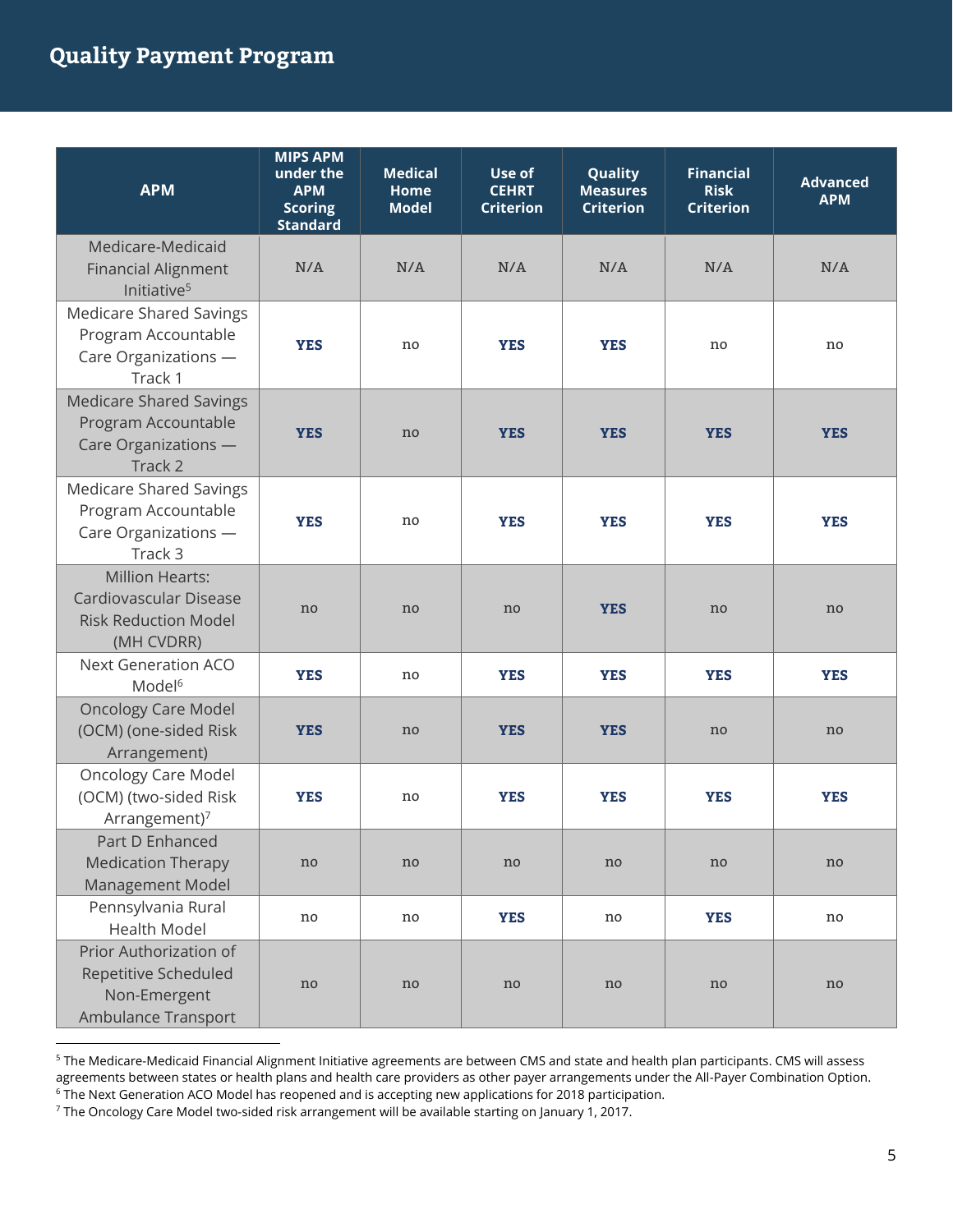| APM | MIPS APM under the APM Scoring Standard | Medical Home Model | Use of CEHRT Criterion | Quality Measures Criterion | Financial Risk Criterion | Advanced APM |
|---|---|---|---|---|---|---|
| Medicare-Medicaid Financial Alignment Initiative[5] | N/A | N/A | N/A | N/A | N/A | N/A |
| Medicare Shared Savings Program Accountable Care Organizations — Track 1 | **YES** | no | **YES** | **YES** | no | no |
| Medicare Shared Savings Program Accountable Care Organizations — Track 2 | **YES** | no | **YES** | **YES** | **YES** | **YES** |
| Medicare Shared Savings Program Accountable Care Organizations — Track 3 | **YES** | no | **YES** | **YES** | **YES** | **YES** |
| Million Hearts: Cardiovascular Disease Risk Reduction Model (MH CVDRR) | no | no | no | **YES** | no | no |
| Next Generation ACO Model[6] | **YES** | no | **YES** | **YES** | **YES** | **YES** |
| Oncology Care Model (OCM) (one-sided Risk Arrangement) | **YES** | no | **YES** | **YES** | no | no |
| Oncology Care Model (OCM) (two-sided Risk Arrangement)[7] | **YES** | no | **YES** | **YES** | **YES** | **YES** |
| Part D Enhanced Medication Therapy Management Model | no | no | no | no | no | no |
| Pennsylvania Rural Health Model | no | no | **YES** | no | **YES** | no |
| Prior Authorization of Repetitive Scheduled Non-Emergent Ambulance Transport | no | no | no | no | no | no |

[5] The Medicare-Medicaid Financial Alignment Initiative agreements are between CMS and state and health plan participants. CMS will assess agreements between states or health plans and health care providers as other payer arrangements under the All-Payer Combination Option.
[6] The Next Generation ACO Model has reopened and is accepting new applications for 2018 participation.
[7] The Oncology Care Model two-sided risk arrangement will be available starting on January 1, 2017.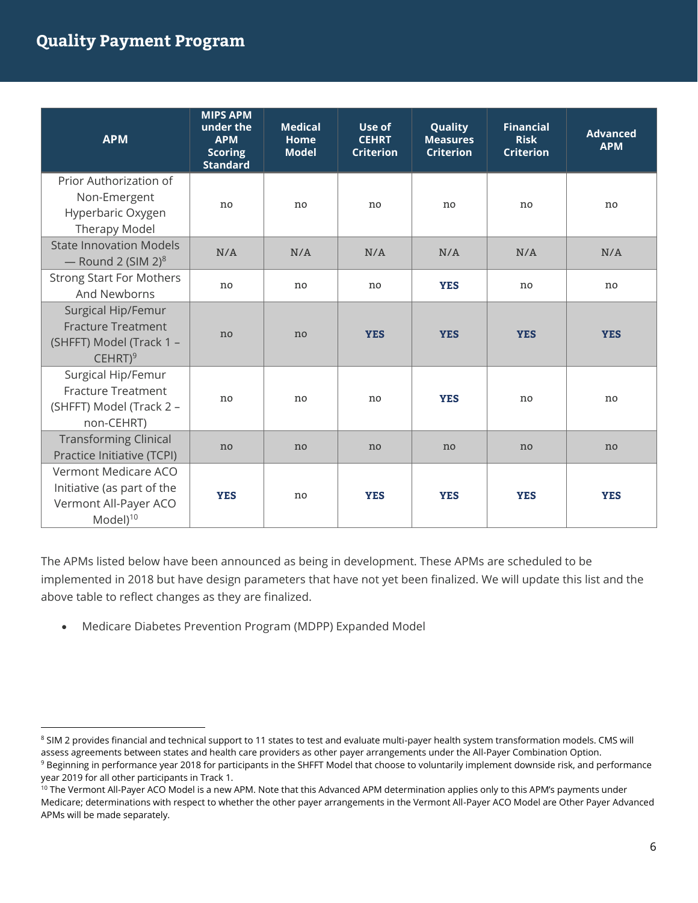| APM | MIPS APM under the APM Scoring Standard | Medical Home Model | Use of CEHRT Criterion | Quality Measures Criterion | Financial Risk Criterion | Advanced APM |
|---|---|---|---|---|---|---|
| Prior Authorization of Non-Emergent Hyperbaric Oxygen Therapy Model | no | no | no | no | no | no |
| State Innovation Models — Round 2 (SIM 2)[8] | N/A | N/A | N/A | N/A | N/A | N/A |
| Strong Start For Mothers And Newborns | no | no | no | **YES** | no | no |
| Surgical Hip/Femur Fracture Treatment (SHFFT) Model (Track 1 – CEHRT)[9] | no | no | **YES** | **YES** | **YES** | **YES** |
| Surgical Hip/Femur Fracture Treatment (SHFFT) Model (Track 2 – non-CEHRT) | no | no | no | **YES** | no | no |
| Transforming Clinical Practice Initiative (TCPI) | no | no | no | no | no | no |
| Vermont Medicare ACO Initiative (as part of the Vermont All-Payer ACO Model)[10] | **YES** | no | **YES** | **YES** | **YES** | **YES** |

The APMs listed below have been announced as being in development. These APMs are scheduled to be implemented in 2018 but have design parameters that have not yet been finalized. We will update this list and the above table to reflect changes as they are finalized.

- Medicare Diabetes Prevention Program (MDPP) Expanded Model

---

[8] SIM 2 provides financial and technical support to 11 states to test and evaluate multi-payer health system transformation models. CMS will assess agreements between states and health care providers as other payer arrangements under the All-Payer Combination Option.

[9] Beginning in performance year 2018 for participants in the SHFFT Model that choose to voluntarily implement downside risk, and performance year 2019 for all other participants in Track 1.

[10] The Vermont All-Payer ACO Model is a new APM. Note that this Advanced APM determination applies only to this APM's payments under Medicare; determinations with respect to whether the other payer arrangements in the Vermont All-Payer ACO Model are Other Payer Advanced APMs will be made separately.